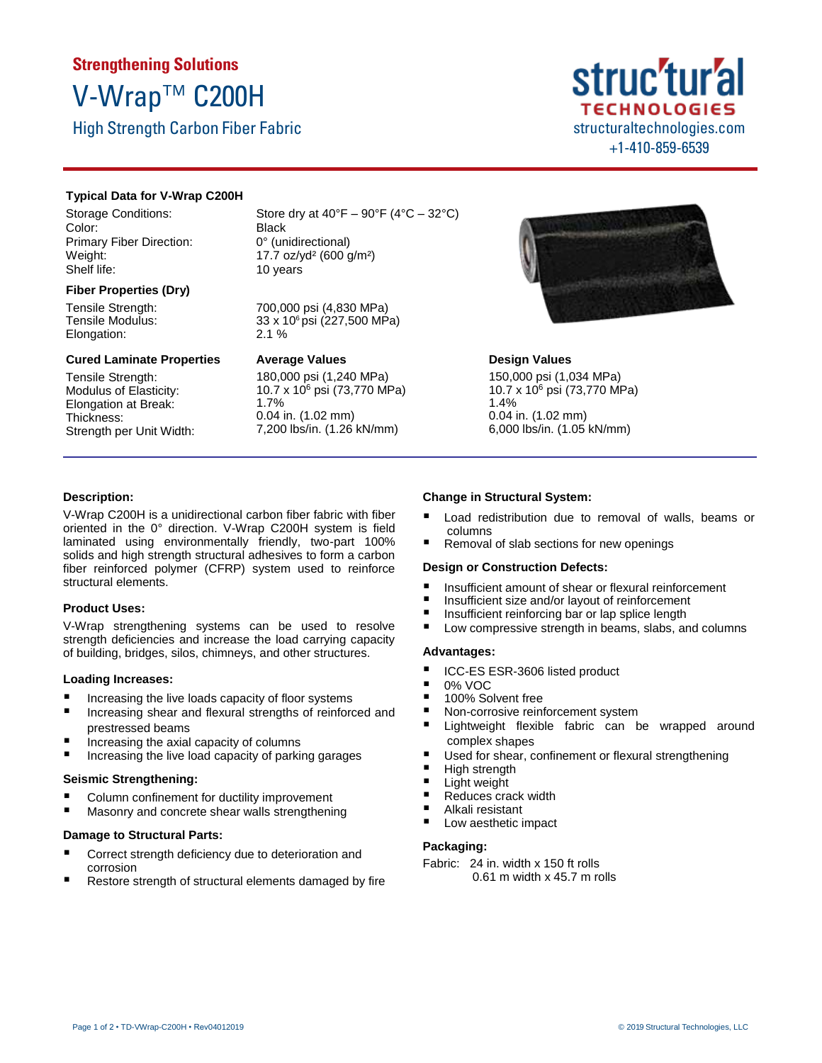**Strengthening Solutions**

# V-Wrap™ C200H

## High Strength Carbon Fiber Fabric

**struc'tur'al TECHNOLOGIES**
structuraltechnologies.com
+1-410-859-6539

### Typical Data for V-Wrap C200H

| | |
|---|---|
| Storage Conditions: | Store dry at 40°F – 90°F (4°C – 32°C) |
| Color: | Black |
| Primary Fiber Direction: | 0° (unidirectional) |
| Weight: | 17.7 oz/yd² (600 g/m²) |
| Shelf life: | 10 years |

**Fiber Properties (Dry)**

| | |
|---|---|
| Tensile Strength: | 700,000 psi (4,830 MPa) |
| Tensile Modulus: | $33 \times 10^6$ psi (227,500 MPa) |
| Elongation: | 2.1 % |

| Cured Laminate Properties | Average Values | Design Values |
|---|---|---|
| Tensile Strength: | 180,000 psi (1,240 MPa) | 150,000 psi (1,034 MPa) |
| Modulus of Elasticity: | $10.7 \times 10^6$ psi (73,770 MPa) | $10.7 \times 10^6$ psi (73,770 MPa) |
| Elongation at Break: | 1.7% | 1.4% |
| Thickness: | 0.04 in. (1.02 mm) | 0.04 in. (1.02 mm) |
| Strength per Unit Width: | 7,200 lbs/in. (1.26 kN/mm) | 6,000 lbs/in. (1.05 kN/mm) |

### Description:

V-Wrap C200H is a unidirectional carbon fiber fabric with fiber oriented in the 0° direction. V-Wrap C200H system is field laminated using environmentally friendly, two-part 100% solids and high strength structural adhesives to form a carbon fiber reinforced polymer (CFRP) system used to reinforce structural elements.

### Product Uses:

V-Wrap strengthening systems can be used to resolve strength deficiencies and increase the load carrying capacity of building, bridges, silos, chimneys, and other structures.

### Loading Increases:

- Increasing the live loads capacity of floor systems
- Increasing shear and flexural strengths of reinforced and prestressed beams
- Increasing the axial capacity of columns
- Increasing the live load capacity of parking garages

### Seismic Strengthening:

- Column confinement for ductility improvement
- Masonry and concrete shear walls strengthening

### Damage to Structural Parts:

- Correct strength deficiency due to deterioration and corrosion
- Restore strength of structural elements damaged by fire

### Change in Structural System:

- Load redistribution due to removal of walls, beams or columns
- Removal of slab sections for new openings

### Design or Construction Defects:

- Insufficient amount of shear or flexural reinforcement
- Insufficient size and/or layout of reinforcement
- Insufficient reinforcing bar or lap splice length
- Low compressive strength in beams, slabs, and columns

### Advantages:

- ICC-ES ESR-3606 listed product
- 0% VOC
- 100% Solvent free
- Non-corrosive reinforcement system
- Lightweight flexible fabric can be wrapped around complex shapes
- Used for shear, confinement or flexural strengthening
- High strength
- Light weight
- Reduces crack width
- Alkali resistant
- Low aesthetic impact

### Packaging:

Fabric: 24 in. width x 150 ft rolls
0.61 m width x 45.7 m rolls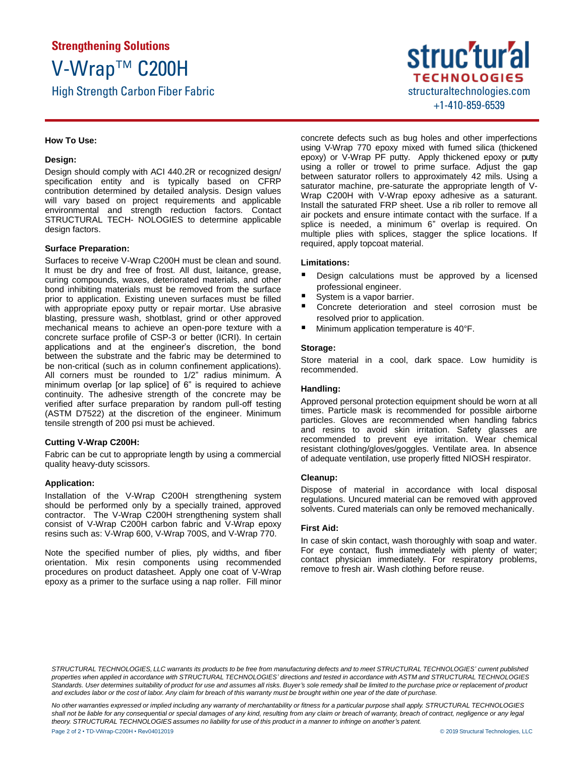**Strengthening Solutions**

# V-Wrap™ C200H

High Strength Carbon Fiber Fabric

struc'tur'al TECHNOLOGIES
structuraltechnologies.com
+1-410-859-6539

**How To Use:**

**Design:**

Design should comply with ACI 440.2R or recognized design/ specification entity and is typically based on CFRP contribution determined by detailed analysis. Design values will vary based on project requirements and applicable environmental and strength reduction factors. Contact STRUCTURAL TECH- NOLOGIES to determine applicable design factors.

**Surface Preparation:**

Surfaces to receive V-Wrap C200H must be clean and sound. It must be dry and free of frost. All dust, laitance, grease, curing compounds, waxes, deteriorated materials, and other bond inhibiting materials must be removed from the surface prior to application. Existing uneven surfaces must be filled with appropriate epoxy putty or repair mortar. Use abrasive blasting, pressure wash, shotblast, grind or other approved mechanical means to achieve an open-pore texture with a concrete surface profile of CSP-3 or better (ICRI). In certain applications and at the engineer's discretion, the bond between the substrate and the fabric may be determined to be non-critical (such as in column confinement applications). All corners must be rounded to 1/2" radius minimum. A minimum overlap [or lap splice] of 6" is required to achieve continuity. The adhesive strength of the concrete may be verified after surface preparation by random pull-off testing (ASTM D7522) at the discretion of the engineer. Minimum tensile strength of 200 psi must be achieved.

**Cutting V-Wrap C200H:**

Fabric can be cut to appropriate length by using a commercial quality heavy-duty scissors.

**Application:**

Installation of the V-Wrap C200H strengthening system should be performed only by a specially trained, approved contractor. The V-Wrap C200H strengthening system shall consist of V-Wrap C200H carbon fabric and V-Wrap epoxy resins such as: V-Wrap 600, V-Wrap 700S, and V-Wrap 770.

Note the specified number of plies, ply widths, and fiber orientation. Mix resin components using recommended procedures on product datasheet. Apply one coat of V-Wrap epoxy as a primer to the surface using a nap roller. Fill minor concrete defects such as bug holes and other imperfections using V-Wrap 770 epoxy mixed with fumed silica (thickened epoxy) or V-Wrap PF putty. Apply thickened epoxy or putty using a roller or trowel to prime surface. Adjust the gap between saturator rollers to approximately 42 mils. Using a saturator machine, pre-saturate the appropriate length of V-Wrap C200H with V-Wrap epoxy adhesive as a saturant. Install the saturated FRP sheet. Use a rib roller to remove all air pockets and ensure intimate contact with the surface. If a splice is needed, a minimum 6" overlap is required. On multiple plies with splices, stagger the splice locations. If required, apply topcoat material.

**Limitations:**

- Design calculations must be approved by a licensed professional engineer.
- System is a vapor barrier.
- Concrete deterioration and steel corrosion must be resolved prior to application.
- Minimum application temperature is 40°F.

**Storage:**

Store material in a cool, dark space. Low humidity is recommended.

**Handling:**

Approved personal protection equipment should be worn at all times. Particle mask is recommended for possible airborne particles. Gloves are recommended when handling fabrics and resins to avoid skin irritation. Safety glasses are recommended to prevent eye irritation. Wear chemical resistant clothing/gloves/goggles. Ventilate area. In absence of adequate ventilation, use properly fitted NIOSH respirator.

**Cleanup:**

Dispose of material in accordance with local disposal regulations. Uncured material can be removed with approved solvents. Cured materials can only be removed mechanically.

**First Aid:**

In case of skin contact, wash thoroughly with soap and water. For eye contact, flush immediately with plenty of water; contact physician immediately. For respiratory problems, remove to fresh air. Wash clothing before reuse.

*STRUCTURAL TECHNOLOGIES, LLC warrants its products to be free from manufacturing defects and to meet STRUCTURAL TECHNOLOGIES' current published properties when applied in accordance with STRUCTURAL TECHNOLOGIES' directions and tested in accordance with ASTM and STRUCTURAL TECHNOLOGIES Standards. User determines suitability of product for use and assumes all risks. Buyer's sole remedy shall be limited to the purchase price or replacement of product and excludes labor or the cost of labor. Any claim for breach of this warranty must be brought within one year of the date of purchase.*

*No other warranties expressed or implied including any warranty of merchantability or fitness for a particular purpose shall apply. STRUCTURAL TECHNOLOGIES shall not be liable for any consequential or special damages of any kind, resulting from any claim or breach of warranty, breach of contract, negligence or any legal theory. STRUCTURAL TECHNOLOGIES assumes no liability for use of this product in a manner to infringe on another's patent.*

© 2019 Structural Technologies, LLC